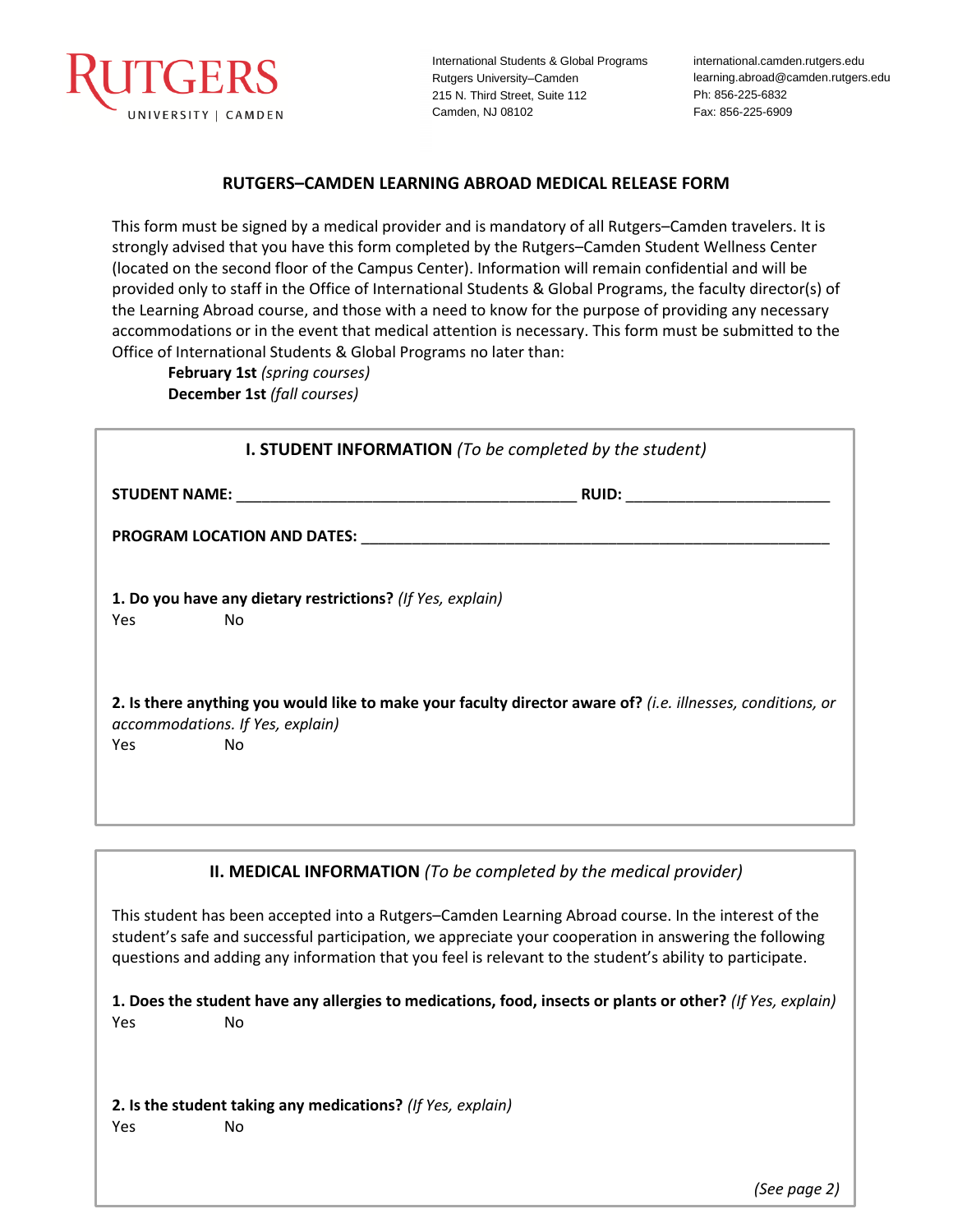RUTGERS
UNIVERSITY | CAMDEN

International Students & Global Programs
Rutgers University–Camden
215 N. Third Street, Suite 112
Camden, NJ 08102

international.camden.rutgers.edu
learning.abroad@camden.rutgers.edu
Ph: 856-225-6832
Fax: 856-225-6909

# RUTGERS–CAMDEN LEARNING ABROAD MEDICAL RELEASE FORM

This form must be signed by a medical provider and is mandatory of all Rutgers–Camden travelers. It is strongly advised that you have this form completed by the Rutgers–Camden Student Wellness Center (located on the second floor of the Campus Center). Information will remain confidential and will be provided only to staff in the Office of International Students & Global Programs, the faculty director(s) of the Learning Abroad course, and those with a need to know for the purpose of providing any necessary accommodations or in the event that medical attention is necessary. This form must be submitted to the Office of International Students & Global Programs no later than:

**February 1st** *(spring courses)*
**December 1st** *(fall courses)*

## I. STUDENT INFORMATION *(To be completed by the student)*

**STUDENT NAME:** ________________________________________ **RUID:** ________________________

**PROGRAM LOCATION AND DATES:** ________________________________________________________

**1. Do you have any dietary restrictions?** *(If Yes, explain)*
Yes No

**2. Is there anything you would like to make your faculty director aware of?** *(i.e. illnesses, conditions, or accommodations. If Yes, explain)*
Yes No

## II. MEDICAL INFORMATION *(To be completed by the medical provider)*

This student has been accepted into a Rutgers–Camden Learning Abroad course. In the interest of the student's safe and successful participation, we appreciate your cooperation in answering the following questions and adding any information that you feel is relevant to the student's ability to participate.

**1. Does the student have any allergies to medications, food, insects or plants or other?** *(If Yes, explain)*
Yes No

**2. Is the student taking any medications?** *(If Yes, explain)*
Yes No

*(See page 2)*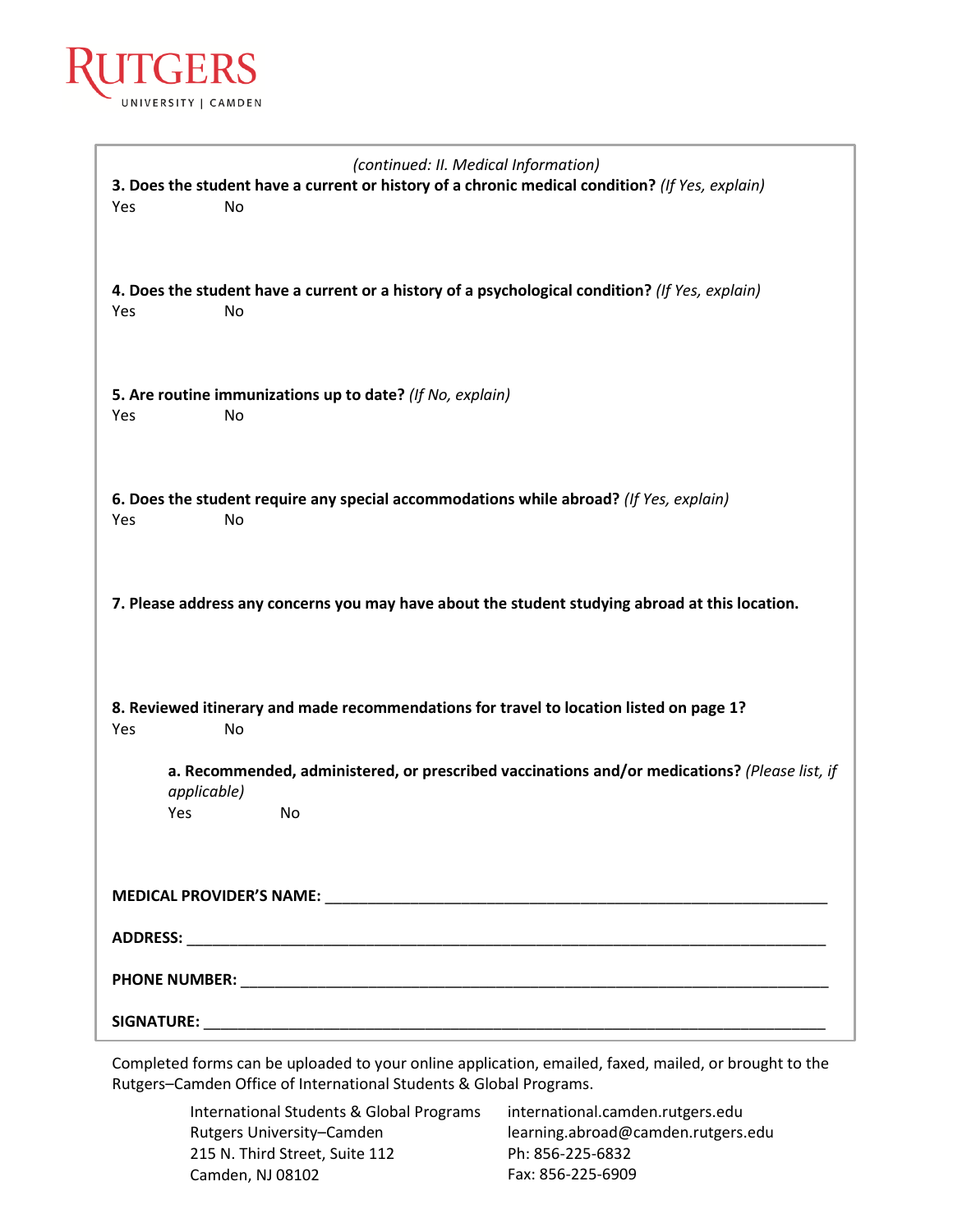RUTGERS
UNIVERSITY | CAMDEN

*(continued: II. Medical Information)*

**3. Does the student have a current or history of a chronic medical condition?** *(If Yes, explain)*
Yes No

**4. Does the student have a current or a history of a psychological condition?** *(If Yes, explain)*
Yes No

**5. Are routine immunizations up to date?** *(If No, explain)*
Yes No

**6. Does the student require any special accommodations while abroad?** *(If Yes, explain)*
Yes No

**7. Please address any concerns you may have about the student studying abroad at this location.**

**8. Reviewed itinerary and made recommendations for travel to location listed on page 1?**
Yes No

> **a. Recommended, administered, or prescribed vaccinations and/or medications?** *(Please list, if applicable)*
> Yes No

**MEDICAL PROVIDER'S NAME:** ____________________________________________

**ADDRESS:** ____________________________________________

**PHONE NUMBER:** ____________________________________________

**SIGNATURE:** ____________________________________________

Completed forms can be uploaded to your online application, emailed, faxed, mailed, or brought to the Rutgers–Camden Office of International Students & Global Programs.

International Students & Global Programs
Rutgers University–Camden
215 N. Third Street, Suite 112
Camden, NJ 08102

international.camden.rutgers.edu
learning.abroad@camden.rutgers.edu
Ph: 856-225-6832
Fax: 856-225-6909